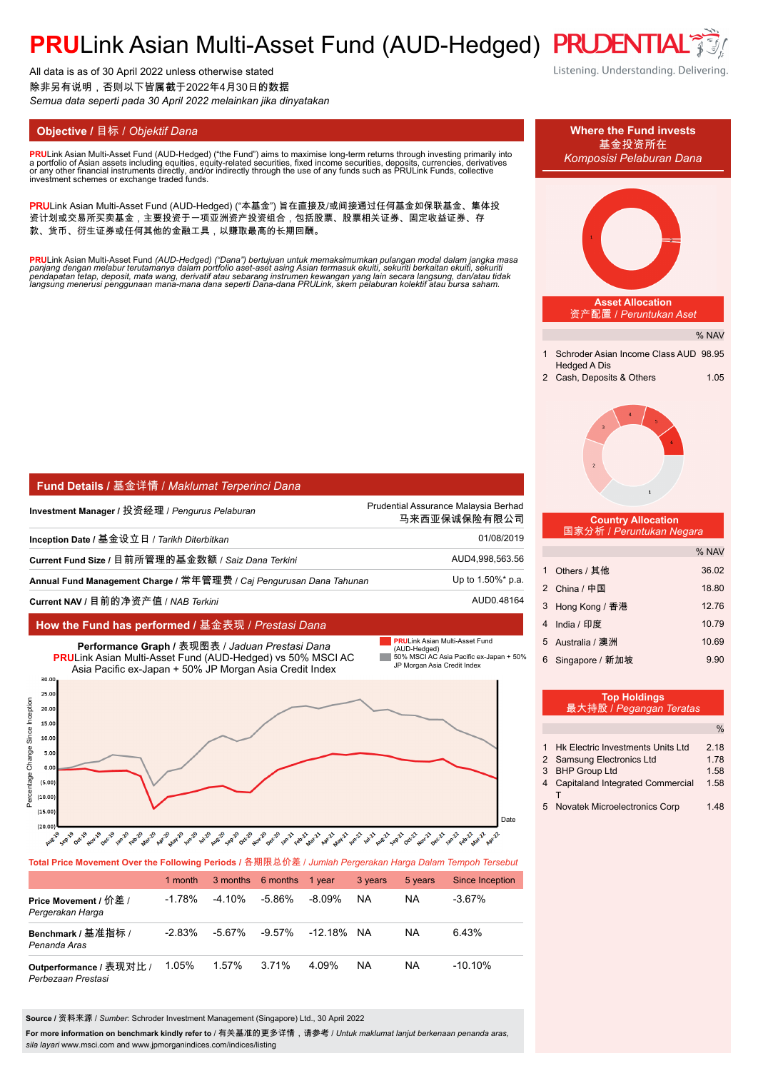# PRULink Asian Multi-Asset Fund (AUD-Hedged)

PRUDENTIAL
Listening. Understanding. Delivering.

All data is as of 30 April 2022 unless otherwise stated
除非另有说明，否则以下皆属截于2022年4月30日的数据
*Semua data seperti pada 30 April 2022 melainkan jika dinyatakan*

## Objective / 目标 / *Objektif Dana*

**PRU**Link Asian Multi-Asset Fund (AUD-Hedged) ("the Fund") aims to maximise long-term returns through investing primarily into a portfolio of Asian assets including equities, equity-related securities, fixed income securities, deposits, currencies, derivatives or any other financial instruments directly, and/or indirectly through the use of any funds such as PRULink Funds, collective investment schemes or exchange traded funds.

**PRU**Link Asian Multi-Asset Fund (AUD-Hedged) ("本基金") 旨在直接及/或间接通过任何基金如保联基金、集体投资计划或交易所买卖基金，主要投资于一项亚洲资产投资组合，包括股票、股票相关证券、固定收益证券、存款、货币、衍生证券或任何其他的金融工具，以赚取最高的长期回酬。

***PRU**Link Asian Multi-Asset Fund (AUD-Hedged) ("Dana") bertujuan untuk memaksimumkan pulangan modal dalam jangka masa panjang dengan melabur terutamanya dalam portfolio aset-aset asing Asian termasuk ekuiti, sekuriti berkaitan ekuiti, sekuriti pendapatan tetap, deposit, mata wang, derivatif atau sebarang instrumen kewangan yang lain secara langsung, dan/atau tidak langsung menerusi penggunaan mana-mana dana seperti Dana-dana PRULink, skem pelaburan kolektif atau bursa saham.*

## Where the Fund invests / 基金投资所在 / *Komposisi Pelaburan Dana*

### Asset Allocation / 资产配置 / *Peruntukan Aset*

| | | % NAV |
|---|---|---|
| 1 | Schroder Asian Income Class AUD Hedged A Dis | 98.95 |
| 2 | Cash, Deposits & Others | 1.05 |

### Country Allocation / 国家分析 / *Peruntukan Negara*

| | | % NAV |
|---|---|---|
| 1 | Others / 其他 | 36.02 |
| 2 | China / 中国 | 18.80 |
| 3 | Hong Kong / 香港 | 12.76 |
| 4 | India / 印度 | 10.79 |
| 5 | Australia / 澳洲 | 10.69 |
| 6 | Singapore / 新加坡 | 9.90 |

### Top Holdings / 最大持股 / *Pegangan Teratas*

| | | % |
|---|---|---|
| 1 | Hk Electric Investments Units Ltd | 2.18 |
| 2 | Samsung Electronics Ltd | 1.78 |
| 3 | BHP Group Ltd | 1.58 |
| 4 | Capitaland Integrated Commercial T | 1.58 |
| 5 | Novatek Microelectronics Corp | 1.48 |

## Fund Details / 基金详情 / *Maklumat Terperinci Dana*

| | |
|---|---|
| **Investment Manager** / 投资经理 / *Pengurus Pelaburan* | Prudential Assurance Malaysia Berhad 马来西亚保诚保险有限公司 |
| **Inception Date** / 基金设立日 / *Tarikh Diterbitkan* | 01/08/2019 |
| **Current Fund Size** / 目前所管理的基金数额 / *Saiz Dana Terkini* | AUD4,998,563.56 |
| **Annual Fund Management Charge** / 常年管理费 / *Caj Pengurusan Dana Tahunan* | Up to 1.50%* p.a. |
| **Current NAV** / 目前的净资产值 / *NAB Terkini* | AUD0.48164 |

## How the Fund has performed / 基金表现 / *Prestasi Dana*

**Performance Graph** / 表现图表 / *Jaduan Prestasi Dana*
**PRU**Link Asian Multi-Asset Fund (AUD-Hedged) vs 50% MSCI AC Asia Pacific ex-Japan + 50% JP Morgan Asia Credit Index

Legend: PRULink Asian Multi-Asset Fund (AUD-Hedged); 50% MSCI AC Asia Pacific ex-Japan + 50% JP Morgan Asia Credit Index

**Total Price Movement Over the Following Periods** / 各期限总价差 / *Jumlah Pergerakan Harga Dalam Tempoh Tersebut*

| | 1 month | 3 months | 6 months | 1 year | 3 years | 5 years | Since Inception |
|---|---|---|---|---|---|---|---|
| **Price Movement** / 价差 / *Pergerakan Harga* | -1.78% | -4.10% | -5.86% | -8.09% | NA | NA | -3.67% |
| **Benchmark** / 基准指标 / *Penanda Aras* | -2.83% | -5.67% | -9.57% | -12.18% | NA | NA | 6.43% |
| **Outperformance** / 表现对比 / *Perbezaan Prestasi* | 1.05% | 1.57% | 3.71% | 4.09% | NA | NA | -10.10% |

**Source** / 资料来源 / *Sumber*: Schroder Investment Management (Singapore) Ltd., 30 April 2022

**For more information on benchmark kindly refer to** / 有关基准的更多详情，请参考 / *Untuk maklumat lanjut berkenaan penanda aras, sila layari* www.msci.com and www.jpmorganindices.com/indices/listing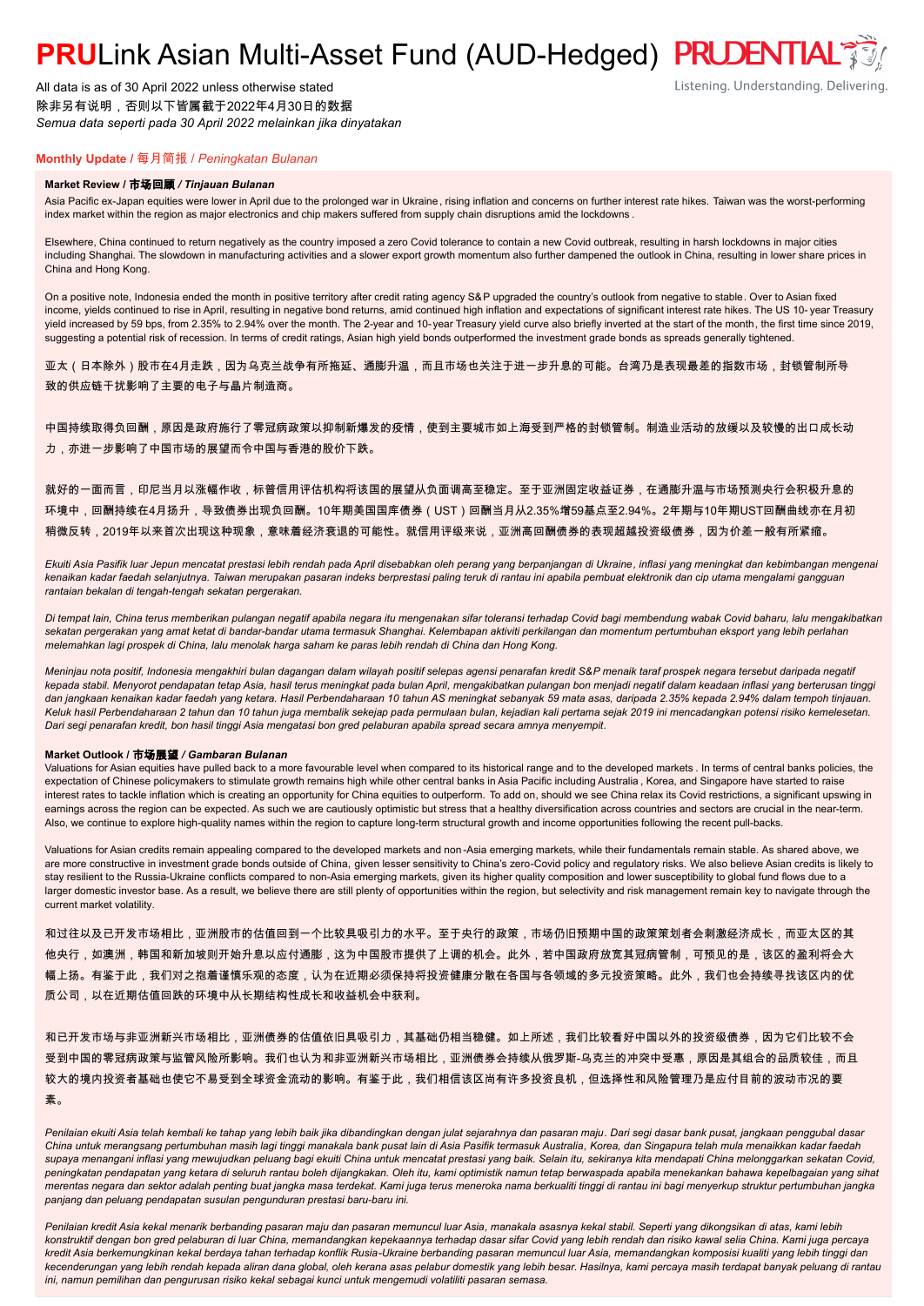# PRULink Asian Multi-Asset Fund (AUD-Hedged)

All data is as of 30 April 2022 unless otherwise stated
除非另有说明，否则以下皆属截于2022年4月30日的数据
*Semua data seperti pada 30 April 2022 melainkan jika dinyatakan*

## Monthly Update / 每月简报 / *Peningkatan Bulanan*

### Market Review / 市场回顾 / *Tinjauan Bulanan*

Asia Pacific ex-Japan equities were lower in April due to the prolonged war in Ukraine, rising inflation and concerns on further interest rate hikes. Taiwan was the worst-performing index market within the region as major electronics and chip makers suffered from supply chain disruptions amid the lockdowns.

Elsewhere, China continued to return negatively as the country imposed a zero Covid tolerance to contain a new Covid outbreak, resulting in harsh lockdowns in major cities including Shanghai. The slowdown in manufacturing activities and a slower export growth momentum also further dampened the outlook in China, resulting in lower share prices in China and Hong Kong.

On a positive note, Indonesia ended the month in positive territory after credit rating agency S&P upgraded the country's outlook from negative to stable. Over to Asian fixed income, yields continued to rise in April, resulting in negative bond returns, amid continued high inflation and expectations of significant interest rate hikes. The US 10-year Treasury yield increased by 59 bps, from 2.35% to 2.94% over the month. The 2-year and 10-year Treasury yield curve also briefly inverted at the start of the month, the first time since 2019, suggesting a potential risk of recession. In terms of credit ratings, Asian high yield bonds outperformed the investment grade bonds as spreads generally tightened.

亚太（日本除外）股市在4月走跌，因为乌克兰战争有所拖延、通膨升温，而且市场也关注于进一步升息的可能。台湾乃是表现最差的指数市场，封锁管制所导致的供应链干扰影响了主要的电子与晶片制造商。

中国持续取得负回酬，原因是政府施行了零冠病政策以抑制新爆发的疫情，使到主要城市如上海受到严格的封锁管制。制造业活动的放缓以及较慢的出口成长动力，亦进一步影响了中国市场的展望而令中国与香港的股价下跌。

就好的一面而言，印尼当月以涨幅作收，标普信用评估机构将该国的展望从负面调高至稳定。至于亚洲固定收益证券，在通膨升温与市场预测央行会积极升息的环境中，回酬持续在4月扬升，导致债券出现负回酬。10年期美国国库债券（UST）回酬当月从2.35%增59基点至2.94%。2年期与10年期UST回酬曲线亦在月初稍微反转，2019年以来首次出现这种现象，意味着经济衰退的可能性。就信用评级来说，亚洲高回酬债券的表现超越投资级债券，因为价差一般有所紧缩。

*Ekuiti Asia Pasifik luar Jepun mencatat prestasi lebih rendah pada April disebabkan oleh perang yang berpanjangan di Ukraine, inflasi yang meningkat dan kebimbangan mengenai kenaikan kadar faedah selanjutnya. Taiwan merupakan pasaran indeks berprestasi paling teruk di rantau ini apabila pembuat elektronik dan cip utama mengalami gangguan rantaian bekalan di tengah-tengah sekatan pergerakan.*

*Di tempat lain, China terus memberikan pulangan negatif apabila negara itu mengenakan sifar toleransi terhadap Covid bagi membendung wabak Covid baharu, lalu mengakibatkan sekatan pergerakan yang amat ketat di bandar-bandar utama termasuk Shanghai. Kelembapan aktiviti perkilangan dan momentum pertumbuhan eksport yang lebih perlahan melemahkan lagi prospek di China, lalu menolak harga saham ke paras lebih rendah di China dan Hong Kong.*

*Meninjau nota positif, Indonesia mengakhiri bulan dagangan dalam wilayah positif selepas agensi penarafan kredit S&P menaik taraf prospek negara tersebut daripada negatif kepada stabil. Menyorot pendapatan tetap Asia, hasil terus meningkat pada bulan April, mengakibatkan pulangan bon menjadi negatif dalam keadaan inflasi yang berterusan tinggi dan jangkaan kenaikan kadar faedah yang ketara. Hasil Perbendaharaan 10 tahun AS meningkat sebanyak 59 mata asas, daripada 2.35% kepada 2.94% dalam tempoh tinjauan. Keluk hasil Perbendaharaan 2 tahun dan 10 tahun juga membalik sekejap pada permulaan bulan, kejadian kali pertama sejak 2019 ini mencadangkan potensi risiko kemelesetan. Dari segi penarafan kredit, bon hasil tinggi Asia mengatasi bon gred pelaburan apabila spread secara amnya menyempit.*

### Market Outlook / 市场展望 / *Gambaran Bulanan*

Valuations for Asian equities have pulled back to a more favourable level when compared to its historical range and to the developed markets. In terms of central banks policies, the expectation of Chinese policymakers to stimulate growth remains high while other central banks in Asia Pacific including Australia, Korea, and Singapore have started to raise interest rates to tackle inflation which is creating an opportunity for China equities to outperform. To add on, should we see China relax its Covid restrictions, a significant upswing in earnings across the region can be expected. As such we are cautiously optimistic but stress that a healthy diversification across countries and sectors are crucial in the near-term. Also, we continue to explore high-quality names within the region to capture long-term structural growth and income opportunities following the recent pull-backs.

Valuations for Asian credits remain appealing compared to the developed markets and non-Asia emerging markets, while their fundamentals remain stable. As shared above, we are more constructive in investment grade bonds outside of China, given lesser sensitivity to China's zero-Covid policy and regulatory risks. We also believe Asian credits is likely to stay resilient to the Russia-Ukraine conflicts compared to non-Asia emerging markets, given its higher quality composition and lower susceptibility to global fund flows due to a larger domestic investor base. As a result, we believe there are still plenty of opportunities within the region, but selectivity and risk management remain key to navigate through the current market volatility.

和过往以及已开发市场相比，亚洲股市的估值回到一个比较具吸引力的水平。至于央行的政策，市场仍旧预期中国的政策策划者会刺激经济成长，而亚太区的其他央行，如澳洲，韩国和新加坡则开始升息以应付通膨，这为中国股市提供了上调的机会。此外，若中国政府放宽其冠病管制，可预见的是，该区的盈利将会大幅上扬。有鉴于此，我们对之抱着谨慎乐观的态度，认为在近期必须保持将投资健康分散在各国与各领域的多元投资策略。此外，我们也会持续寻找该区内的优质公司，以在近期估值回跌的环境中从长期结构性成长和收益机会中获利。

和已开发市场与非亚洲新兴市场相比，亚洲债券的估值依旧具吸引力，其基础仍相当稳健。如上所述，我们比较看好中国以外的投资级债券，因为它们比较不会受到中国的零冠病政策与监管风险所影响。我们也认为和非亚洲新兴市场相比，亚洲债券会持续从俄罗斯-乌克兰的冲突中受惠，原因是其组合的品质较佳，而且较大的境内投资者基础也使它不易受到全球资金流动的影响。有鉴于此，我们相信该区尚有许多投资良机，但选择性和风险管理乃是应付目前的波动市况的要素。

*Penilaian ekuiti Asia telah kembali ke tahap yang lebih baik jika dibandingkan dengan julat sejarahnya dan pasaran maju. Dari segi dasar bank pusat, jangkaan penggubal dasar China untuk merangsang pertumbuhan masih lagi tinggi manakala bank pusat lain di Asia Pasifik termasuk Australia, Korea, dan Singapura telah mula menaikkan kadar faedah supaya menangani inflasi yang mewujudkan peluang bagi ekuiti China untuk mencatat prestasi yang baik. Selain itu, sekiranya kita mendapati China melonggarkan sekatan Covid, peningkatan pendapatan yang ketara di seluruh rantau boleh dijangkakan. Oleh itu, kami optimistik namun tetap berwaspada apabila menekankan bahawa kepelbagaian yang sihat merentas negara dan sektor adalah penting buat jangka masa terdekat. Kami juga terus meneroka nama berkualiti tinggi di rantau ini bagi menyerkup struktur pertumbuhan jangka panjang dan peluang pendapatan susulan pengunduran prestasi baru-baru ini.*

*Penilaian kredit Asia kekal menarik berbanding pasaran maju dan pasaran memuncul luar Asia, manakala asasnya kekal stabil. Seperti yang dikongsikan di atas, kami lebih konstruktif dengan bon gred pelaburan di luar China, memandangkan kepekaannya terhadap dasar sifar Covid yang lebih rendah dan risiko kawal selia China. Kami juga percaya kredit Asia berkemungkinan kekal bertahan terhadap konflik Rusia-Ukraine berbanding pasaran memuncul luar Asia, memandangkan komposisi kualiti yang lebih tinggi dan kecenderungan yang lebih rendah kepada aliran dana global, oleh kerana asas pelabur domestik yang lebih besar. Hasilnya, kami percaya masih terdapat banyak peluang di rantau ini, namun pemilihan dan pengurusan risiko kekal sebagai kunci untuk mengemudi volatiliti pasaran semasa.*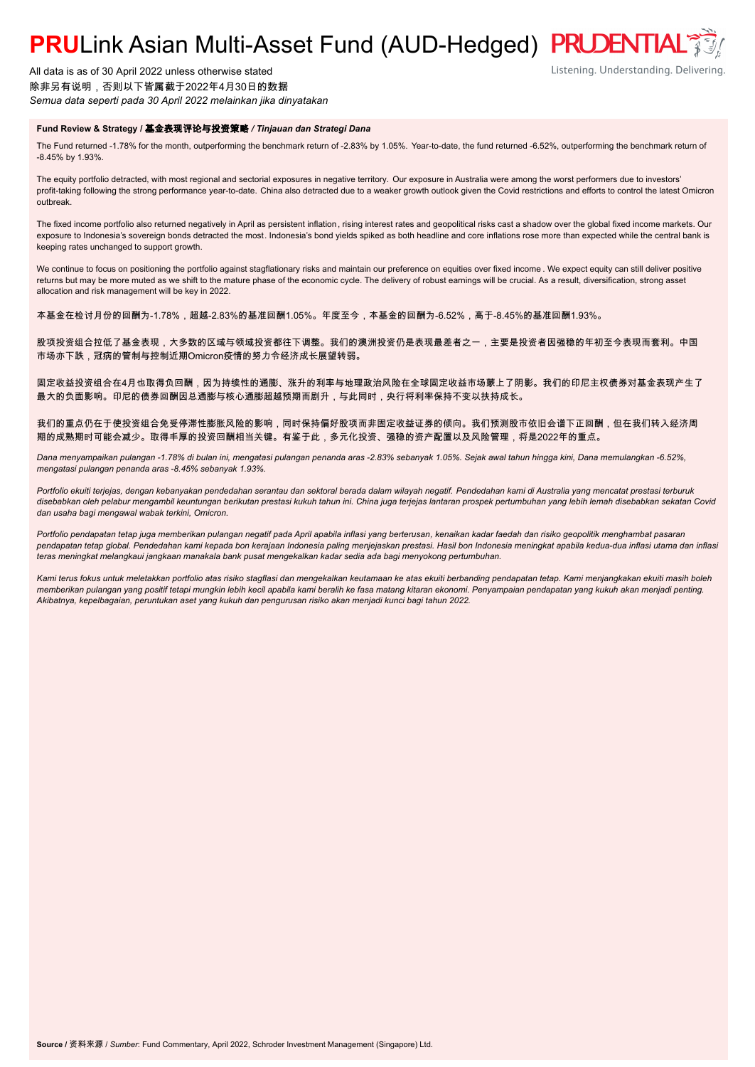# **PRU**Link Asian Multi-Asset Fund (AUD-Hedged)

All data is as of 30 April 2022 unless otherwise stated
除非另有说明，否则以下皆属截于2022年4月30日的数据
*Semua data seperti pada 30 April 2022 melainkan jika dinyatakan*

**Fund Review & Strategy / 基金表现评论与投资策略 / *Tinjauan dan Strategi Dana***

The Fund returned -1.78% for the month, outperforming the benchmark return of -2.83% by 1.05%. Year-to-date, the fund returned -6.52%, outperforming the benchmark return of -8.45% by 1.93%.

The equity portfolio detracted, with most regional and sectorial exposures in negative territory. Our exposure in Australia were among the worst performers due to investors' profit-taking following the strong performance year-to-date. China also detracted due to a weaker growth outlook given the Covid restrictions and efforts to control the latest Omicron outbreak.

The fixed income portfolio also returned negatively in April as persistent inflation, rising interest rates and geopolitical risks cast a shadow over the global fixed income markets. Our exposure to Indonesia's sovereign bonds detracted the most. Indonesia's bond yields spiked as both headline and core inflations rose more than expected while the central bank is keeping rates unchanged to support growth.

We continue to focus on positioning the portfolio against stagflationary risks and maintain our preference on equities over fixed income. We expect equity can still deliver positive returns but may be more muted as we shift to the mature phase of the economic cycle. The delivery of robust earnings will be crucial. As a result, diversification, strong asset allocation and risk management will be key in 2022.

本基金在检讨月份的回酬为-1.78%，超越-2.83%的基准回酬1.05%。年度至今，本基金的回酬为-6.52%，高于-8.45%的基准回酬1.93%。

股项投资组合拉低了基金表现，大多数的区域与领域投资都往下调整。我们的澳洲投资仍是表现最差者之一，主要是投资者因强稳的年初至今表现而套利。中国市场亦下跌，冠病的管制与控制近期Omicron疫情的努力令经济成长展望转弱。

固定收益投资组合在4月也取得负回酬，因为持续性的通膨、涨升的利率与地理政治风险在全球固定收益市场蒙上了阴影。我们的印尼主权债券对基金表现产生了最大的负面影响。印尼的债券回酬因总通膨与核心通膨超越预期而剧升，与此同时，央行将利率保持不变以扶持成长。

我们的重点仍在于使投资组合免受停滞性膨胀风险的影响，同时保持偏好股项而非固定收益证券的倾向。我们预测股市依旧会谱下正回酬，但在我们转入经济周期的成熟期时可能会减少。取得丰厚的投资回酬相当关键。有鉴于此，多元化投资、强稳的资产配置以及风险管理，将是2022年的重点。

*Dana menyampaikan pulangan -1.78% di bulan ini, mengatasi pulangan penanda aras -2.83% sebanyak 1.05%. Sejak awal tahun hingga kini, Dana memulangkan -6.52%, mengatasi pulangan penanda aras -8.45% sebanyak 1.93%.*

*Portfolio ekuiti terjejas, dengan kebanyakan pendedahan serantau dan sektoral berada dalam wilayah negatif. Pendedahan kami di Australia yang mencatat prestasi terburuk disebabkan oleh pelabur mengambil keuntungan berikutan prestasi kukuh tahun ini. China juga terjejas lantaran prospek pertumbuhan yang lebih lemah disebabkan sekatan Covid dan usaha bagi mengawal wabak terkini, Omicron.*

*Portfolio pendapatan tetap juga memberikan pulangan negatif pada April apabila inflasi yang berterusan, kenaikan kadar faedah dan risiko geopolitik menghambat pasaran pendapatan tetap global. Pendedahan kami kepada bon kerajaan Indonesia paling menjejaskan prestasi. Hasil bon Indonesia meningkat apabila kedua-dua inflasi utama dan inflasi teras meningkat melangkaui jangkaan manakala bank pusat mengekalkan kadar sedia ada bagi menyokong pertumbuhan.*

*Kami terus fokus untuk meletakkan portfolio atas risiko stagflasi dan mengekalkan keutamaan ke atas ekuiti berbanding pendapatan tetap. Kami menjangkakan ekuiti masih boleh memberikan pulangan yang positif tetapi mungkin lebih kecil apabila kami beralih ke fasa matang kitaran ekonomi. Penyampaian pendapatan yang kukuh akan menjadi penting. Akibatnya, kepelbagaian, peruntukan aset yang kukuh dan pengurusan risiko akan menjadi kunci bagi tahun 2022.*

**Source** / 资料来源 / *Sumber*: Fund Commentary, April 2022, Schroder Investment Management (Singapore) Ltd.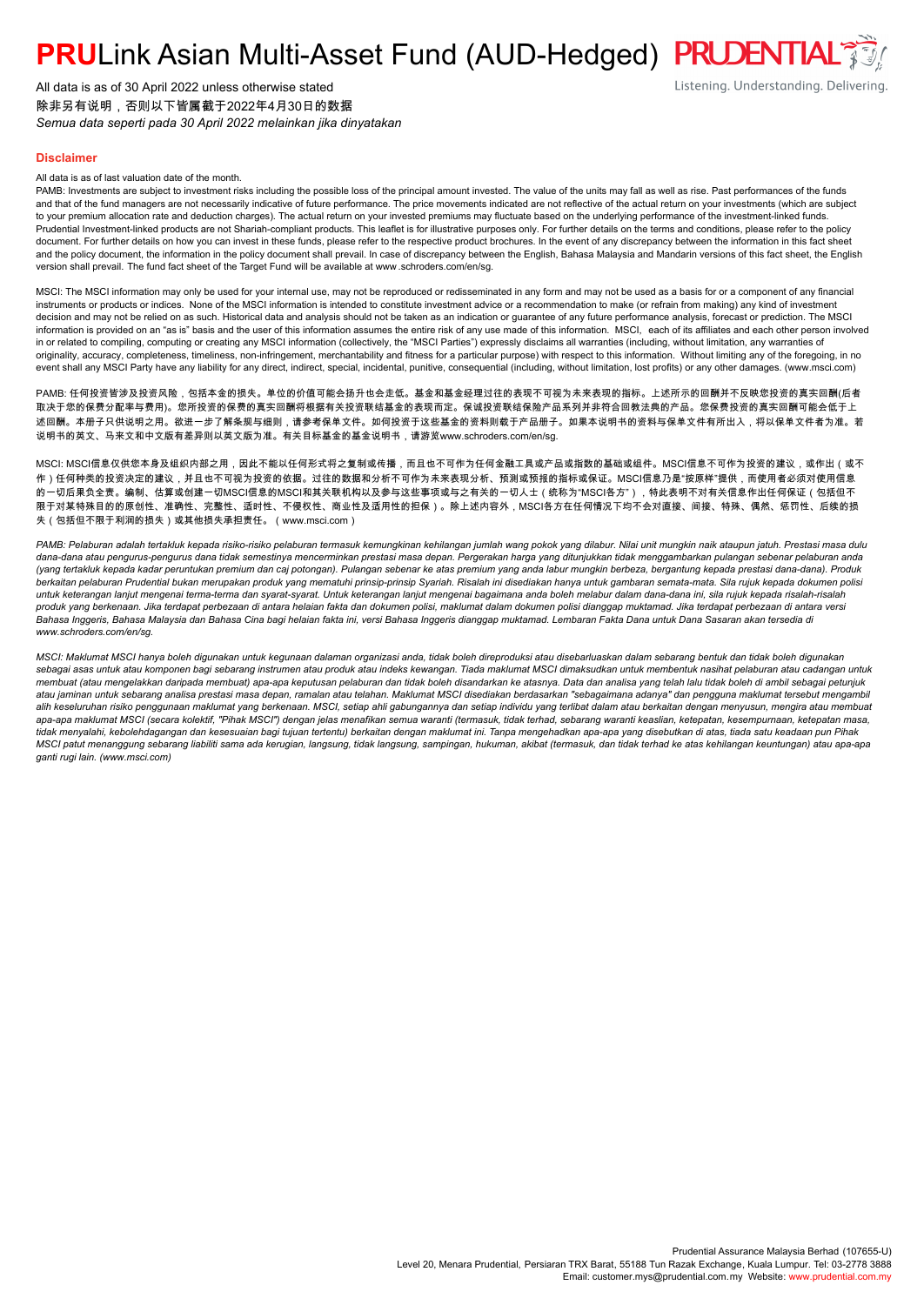# **PRU**Link Asian Multi-Asset Fund (AUD-Hedged)

All data is as of 30 April 2022 unless otherwise stated

除非另有说明，否则以下皆属截于2022年4月30日的数据

*Semua data seperti pada 30 April 2022 melainkan jika dinyatakan*

Listening. Understanding. Delivering.

## Disclaimer

All data is as of last valuation date of the month.

PAMB: Investments are subject to investment risks including the possible loss of the principal amount invested. The value of the units may fall as well as rise. Past performances of the funds and that of the fund managers are not necessarily indicative of future performance. The price movements indicated are not reflective of the actual return on your investments (which are subject to your premium allocation rate and deduction charges). The actual return on your invested premiums may fluctuate based on the underlying performance of the investment-linked funds. Prudential Investment-linked products are not Shariah-compliant products. This leaflet is for illustrative purposes only. For further details on the terms and conditions, please refer to the policy document. For further details on how you can invest in these funds, please refer to the respective product brochures. In the event of any discrepancy between the information in this fact sheet and the policy document, the information in the policy document shall prevail. In case of discrepancy between the English, Bahasa Malaysia and Mandarin versions of this fact sheet, the English version shall prevail. The fund fact sheet of the Target Fund will be available at www .schroders.com/en/sg.

MSCI: The MSCI information may only be used for your internal use, may not be reproduced or redisseminated in any form and may not be used as a basis for or a component of any financial instruments or products or indices. None of the MSCI information is intended to constitute investment advice or a recommendation to make (or refrain from making) any kind of investment decision and may not be relied on as such. Historical data and analysis should not be taken as an indication or guarantee of any future performance analysis, forecast or prediction. The MSCI information is provided on an "as is" basis and the user of this information assumes the entire risk of any use made of this information. MSCI, each of its affiliates and each other person involved in or related to compiling, computing or creating any MSCI information (collectively, the "MSCI Parties") expressly disclaims all warranties (including, without limitation, any warranties of originality, accuracy, completeness, timeliness, non-infringement, merchantability and fitness for a particular purpose) with respect to this information. Without limiting any of the foregoing, in no event shall any MSCI Party have any liability for any direct, indirect, special, incidental, punitive, consequential (including, without limitation, lost profits) or any other damages. (www.msci.com)

PAMB: 任何投资皆涉及投资风险，包括本金的损失。单位的价值可能会扬升也会走低。基金和基金经理过往的表现不可视为未来表现的指标。上述所示的回酬并不反映您投资的真实回酬(后者取决于您的保费分配率与费用)。您所投资的保费的真实回酬将根据有关投资联结基金的表现而定。保诚投资联结保险产品系列并非符合回教法典的产品。您保费投资的真实回酬可能会低于上述回酬。本册子只供说明之用。欲进一步了解条规与细则，请参考保单文件。如何投资于这些基金的资料则载于产品册子。如果本说明书的资料与保单文件有所出入，将以保单文件者为准。若说明书的英文、马来文和中文版有差异则以英文版为准。有关目标基金的基金说明书，请游览www.schroders.com/en/sg.

MSCI: MSCI信息仅供您本身及组织内部之用，因此不能以任何形式将之复制或传播，而且也不可作为任何金融工具或产品或指数的基础或组件。MSCI信息不可作为投资的建议，或作出（或不作）任何种类的投资决定的建议，并且也不可视为投资的依据。过往的数据和分析不可作为未来表现分析、预测或预报的指标或保证。MSCI信息乃是"按原样"提供，而使用者必须对使用信息的一切后果负全责。编制、估算或创建一切MSCI信息的MSCI和其关联机构以及参与这些事项或与之有关的一切人士（统称为"MSCI各方"），特此表明不对有关信息作出任何保证（包括但不限于对某特殊目的的原创性、准确性、完整性、适时性、不侵权性、商业性及适用性的担保）。除上述内容外，MSCI各方在任何情况下均不会对直接、间接、特殊、偶然、惩罚性、后续的损失（包括但不限于利润的损失）或其他损失承担责任。（www.msci.com）

*PAMB: Pelaburan adalah tertakluk kepada risiko-risiko pelaburan termasuk kemungkinan kehilangan jumlah wang pokok yang dilabur. Nilai unit mungkin naik ataupun jatuh. Prestasi masa dulu dana-dana atau pengurus-pengurus dana tidak semestinya mencerminkan prestasi masa depan. Pergerakan harga yang ditunjukkan tidak menggambarkan pulangan sebenar pelaburan anda (yang tertakluk kepada kadar peruntukan premium dan caj potongan). Pulangan sebenar ke atas premium yang anda labur mungkin berbeza, bergantung kepada prestasi dana-dana). Produk berkaitan pelaburan Prudential bukan merupakan produk yang mematuhi prinsip-prinsip Syariah. Risalah ini disediakan hanya untuk gambaran semata-mata. Sila rujuk kepada dokumen polisi untuk keterangan lanjut mengenai terma-terma dan syarat-syarat. Untuk keterangan lanjut mengenai bagaimana anda boleh melabur dalam dana-dana ini, sila rujuk kepada risalah-risalah produk yang berkenaan. Jika terdapat perbezaan di antara helaian fakta dan dokumen polisi, maklumat dalam dokumen polisi dianggap muktamad. Jika terdapat perbezaan di antara versi Bahasa Inggeris, Bahasa Malaysia dan Bahasa Cina bagi helaian fakta ini, versi Bahasa Inggeris dianggap muktamad. Lembaran Fakta Dana untuk Dana Sasaran akan tersedia di www.schroders.com/en/sg.*

*MSCI: Maklumat MSCI hanya boleh digunakan untuk kegunaan dalaman organizasi anda, tidak boleh direproduksi atau disebarluaskan dalam sebarang bentuk dan tidak boleh digunakan sebagai asas untuk atau komponen bagi sebarang instrumen atau produk atau indeks kewangan. Tiada maklumat MSCI dimaksudkan untuk membentuk nasihat pelaburan atau cadangan untuk membuat (atau mengelakkan daripada membuat) apa-apa keputusan pelaburan dan tidak boleh disandarkan ke atasnya. Data dan analisa yang telah lalu tidak boleh di ambil sebagai petunjuk atau jaminan untuk sebarang analisa prestasi masa depan, ramalan atau telahan. Maklumat MSCI disediakan berdasarkan "sebagaimana adanya" dan pengguna maklumat tersebut mengambil alih keseluruhan risiko penggunaan maklumat yang berkenaan. MSCI, setiap ahli gabungannya dan setiap individu yang terlibat dalam atau berkaitan dengan menyusun, mengira atau membuat apa-apa maklumat MSCI (secara kolektif, "Pihak MSCI") dengan jelas menafikan semua waranti (termasuk, tidak terhad, sebarang waranti keaslian, ketepatan, kesempurnaan, ketepatan masa, tidak menyalahi, kebolehdagangan dan kesesuaian bagi tujuan tertentu) berkaitan dengan maklumat ini. Tanpa mengehadkan apa-apa yang disebutkan di atas, tiada satu keadaan pun Pihak MSCI patut menanggung sebarang liabiliti sama ada kerugian, langsung, tidak langsung, sampingan, hukuman, akibat (termasuk, dan tidak terhad ke atas kehilangan keuntungan) atau apa-apa ganti rugi lain. (www.msci.com)*

Prudential Assurance Malaysia Berhad (107655-U)
Level 20, Menara Prudential, Persiaran TRX Barat, 55188 Tun Razak Exchange, Kuala Lumpur. Tel: 03-2778 3888
Email: customer.mys@prudential.com.my Website: www.prudential.com.my